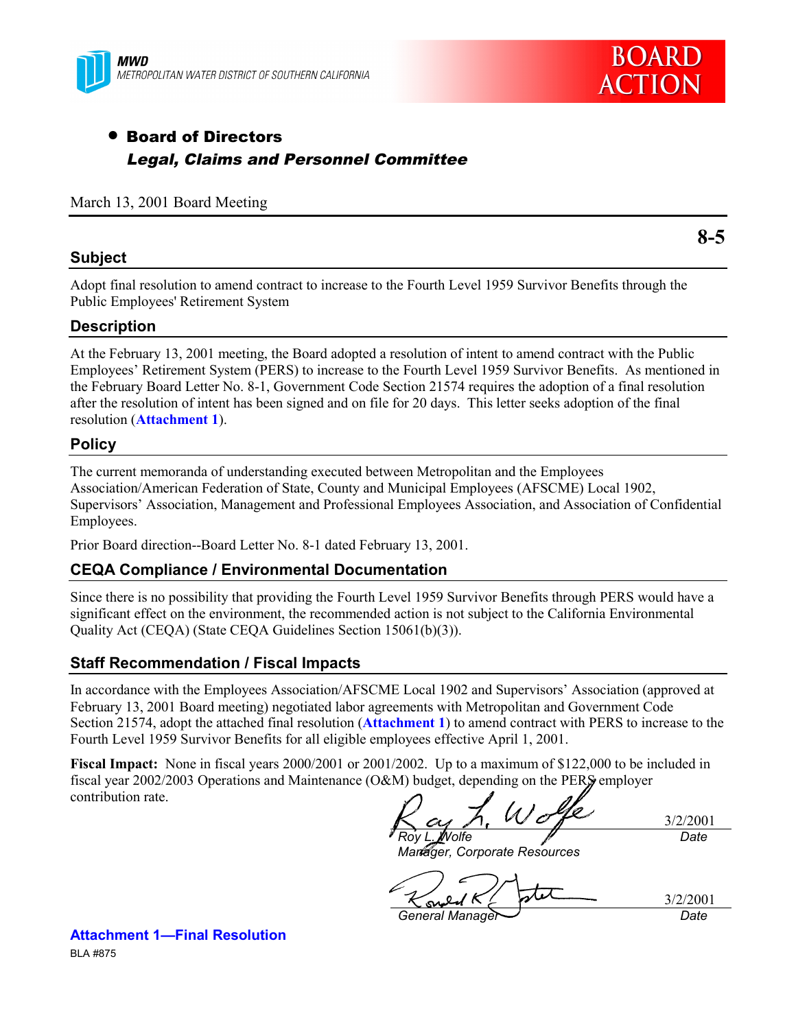MWD
METROPOLITAN WATER DISTRICT OF SOUTHERN CALIFORNIA

BOARD ACTION

- **Board of Directors**
  ***Legal, Claims and Personnel Committee***

March 13, 2001 Board Meeting

**8-5**

## Subject

Adopt final resolution to amend contract to increase to the Fourth Level 1959 Survivor Benefits through the Public Employees' Retirement System

## Description

At the February 13, 2001 meeting, the Board adopted a resolution of intent to amend contract with the Public Employees' Retirement System (PERS) to increase to the Fourth Level 1959 Survivor Benefits. As mentioned in the February Board Letter No. 8-1, Government Code Section 21574 requires the adoption of a final resolution after the resolution of intent has been signed and on file for 20 days. This letter seeks adoption of the final resolution (**Attachment 1**).

## Policy

The current memoranda of understanding executed between Metropolitan and the Employees Association/American Federation of State, County and Municipal Employees (AFSCME) Local 1902, Supervisors' Association, Management and Professional Employees Association, and Association of Confidential Employees.

Prior Board direction--Board Letter No. 8-1 dated February 13, 2001.

## CEQA Compliance / Environmental Documentation

Since there is no possibility that providing the Fourth Level 1959 Survivor Benefits through PERS would have a significant effect on the environment, the recommended action is not subject to the California Environmental Quality Act (CEQA) (State CEQA Guidelines Section 15061(b)(3)).

## Staff Recommendation / Fiscal Impacts

In accordance with the Employees Association/AFSCME Local 1902 and Supervisors' Association (approved at February 13, 2001 Board meeting) negotiated labor agreements with Metropolitan and Government Code Section 21574, adopt the attached final resolution (**Attachment 1**) to amend contract with PERS to increase to the Fourth Level 1959 Survivor Benefits for all eligible employees effective April 1, 2001.

**Fiscal Impact:** None in fiscal years 2000/2001 or 2001/2002. Up to a maximum of $122,000 to be included in fiscal year 2002/2003 Operations and Maintenance (O&M) budget, depending on the PERS employer contribution rate.

*Roy L. Wolfe*
*Manager, Corporate Resources*
3/2/2001
*Date*

*General Manager*
3/2/2001
*Date*

**Attachment 1—Final Resolution**

BLA #875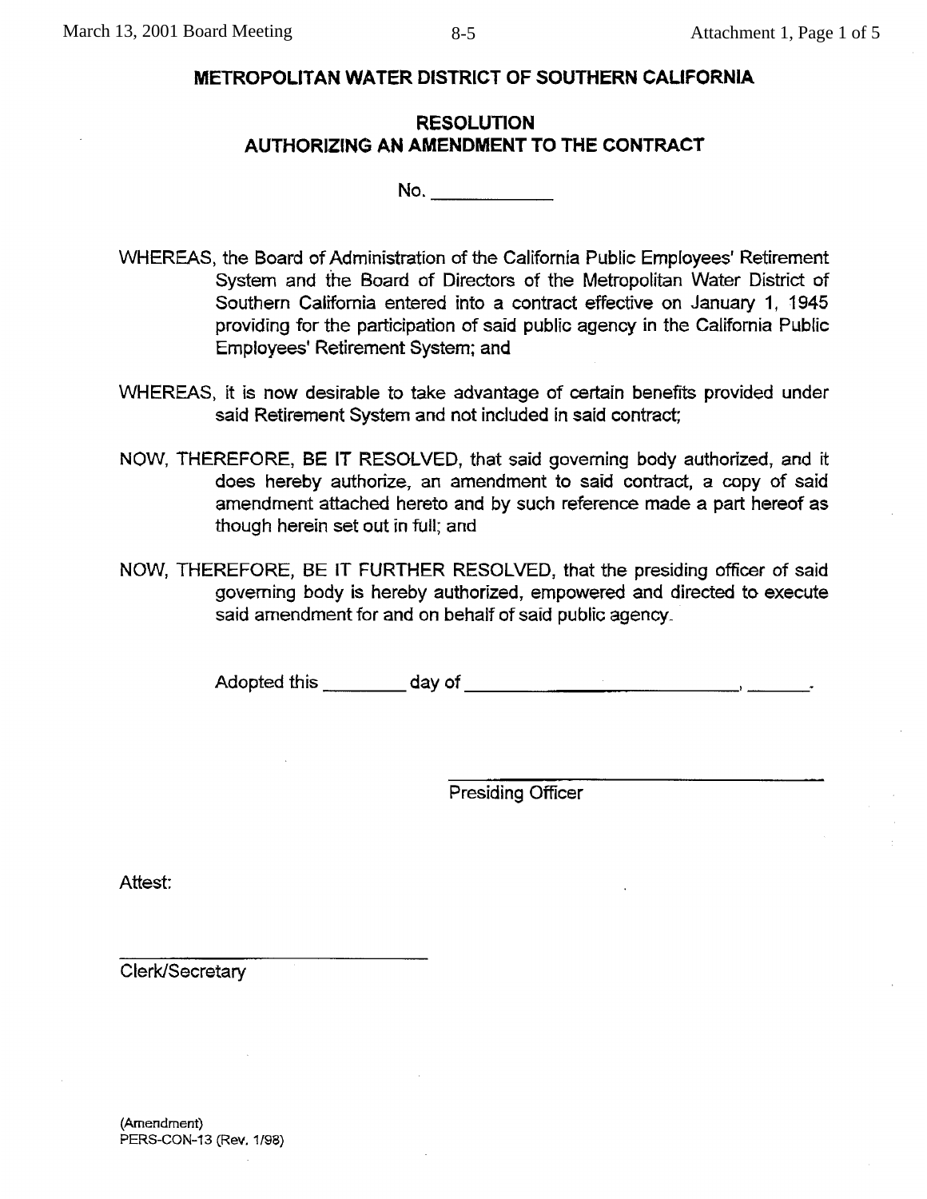# METROPOLITAN WATER DISTRICT OF SOUTHERN CALIFORNIA

## RESOLUTION
## AUTHORIZING AN AMENDMENT TO THE CONTRACT

No. ____________

WHEREAS, the Board of Administration of the California Public Employees' Retirement System and the Board of Directors of the Metropolitan Water District of Southern California entered into a contract effective on January 1, 1945 providing for the participation of said public agency in the California Public Employees' Retirement System; and

WHEREAS, it is now desirable to take advantage of certain benefits provided under said Retirement System and not included in said contract;

NOW, THEREFORE, BE IT RESOLVED, that said governing body authorized, and it does hereby authorize, an amendment to said contract, a copy of said amendment attached hereto and by such reference made a part hereof as though herein set out in full; and

NOW, THEREFORE, BE IT FURTHER RESOLVED, that the presiding officer of said governing body is hereby authorized, empowered and directed to execute said amendment for and on behalf of said public agency.

Adopted this ________ day of ______________________________, ______.

______________________________
Presiding Officer

Attest:

______________________________
Clerk/Secretary

(Amendment)
PERS-CON-13 (Rev. 1/98)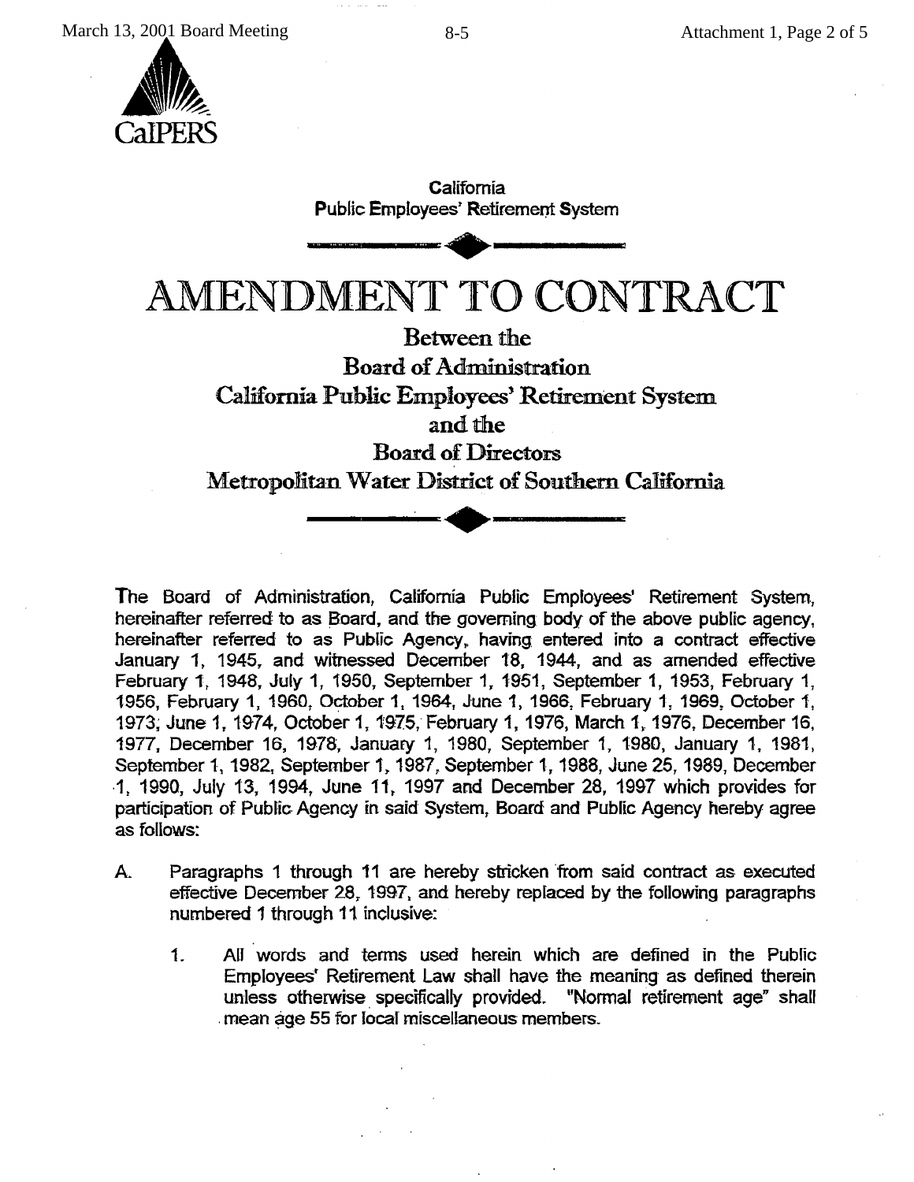CalPERS

California
Public Employees' Retirement System

# AMENDMENT TO CONTRACT

## Between the
## Board of Administration
## California Public Employees' Retirement System
## and the
## Board of Directors
## Metropolitan Water District of Southern California

The Board of Administration, California Public Employees' Retirement System, hereinafter referred to as Board, and the governing body of the above public agency, hereinafter referred to as Public Agency, having entered into a contract effective January 1, 1945, and witnessed December 18, 1944, and as amended effective February 1, 1948, July 1, 1950, September 1, 1951, September 1, 1953, February 1, 1956, February 1, 1960, October 1, 1964, June 1, 1966, February 1, 1969, October 1, 1973, June 1, 1974, October 1, 1975, February 1, 1976, March 1, 1976, December 16, 1977, December 16, 1978, January 1, 1980, September 1, 1980, January 1, 1981, September 1, 1982, September 1, 1987, September 1, 1988, June 25, 1989, December 1, 1990, July 13, 1994, June 11, 1997 and December 28, 1997 which provides for participation of Public Agency in said System, Board and Public Agency hereby agree as follows:

A. Paragraphs 1 through 11 are hereby stricken from said contract as executed effective December 28, 1997, and hereby replaced by the following paragraphs numbered 1 through 11 inclusive:

   1. All words and terms used herein which are defined in the Public Employees' Retirement Law shall have the meaning as defined therein unless otherwise specifically provided. "Normal retirement age" shall mean age 55 for local miscellaneous members.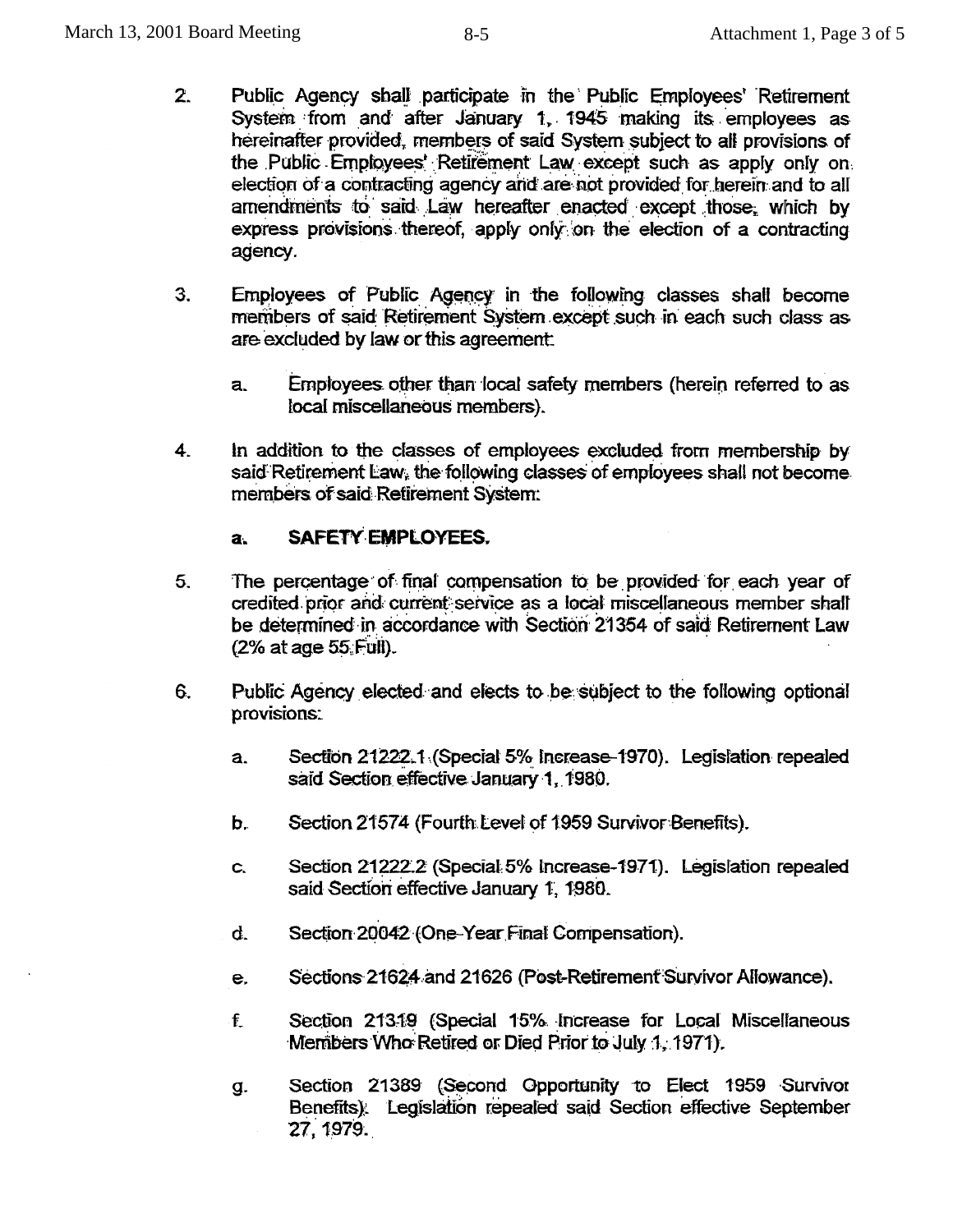2. Public Agency shall participate in the Public Employees' Retirement System from and after January 1, 1945 making its employees as hereinafter provided, members of said System subject to all provisions of the Public Employees' Retirement Law except such as apply only on election of a contracting agency and are not provided for herein and to all amendments to said Law hereafter enacted except those, which by express provisions thereof, apply only on the election of a contracting agency.

3. Employees of Public Agency in the following classes shall become members of said Retirement System except such in each such class as are excluded by law or this agreement:

   a. Employees other than local safety members (herein referred to as local miscellaneous members).

4. In addition to the classes of employees excluded from membership by said Retirement Law, the following classes of employees shall not become members of said Retirement System:

   a. **SAFETY EMPLOYEES.**

5. The percentage of final compensation to be provided for each year of credited prior and current service as a local miscellaneous member shall be determined in accordance with Section 21354 of said Retirement Law (2% at age 55 Full).

6. Public Agency elected and elects to be subject to the following optional provisions:

   a. Section 21222.1 (Special 5% Increase–1970). Legislation repealed said Section effective January 1, 1980.

   b. Section 21574 (Fourth Level of 1959 Survivor Benefits).

   c. Section 21222.2 (Special 5% Increase-1971). Legislation repealed said Section effective January 1, 1980.

   d. Section 20042 (One-Year Final Compensation).

   e. Sections 21624 and 21626 (Post-Retirement Survivor Allowance).

   f. Section 21319 (Special 15% Increase for Local Miscellaneous Members Who Retired or Died Prior to July 1, 1971).

   g. Section 21389 (Second Opportunity to Elect 1959 Survivor Benefits). Legislation repealed said Section effective September 27, 1979.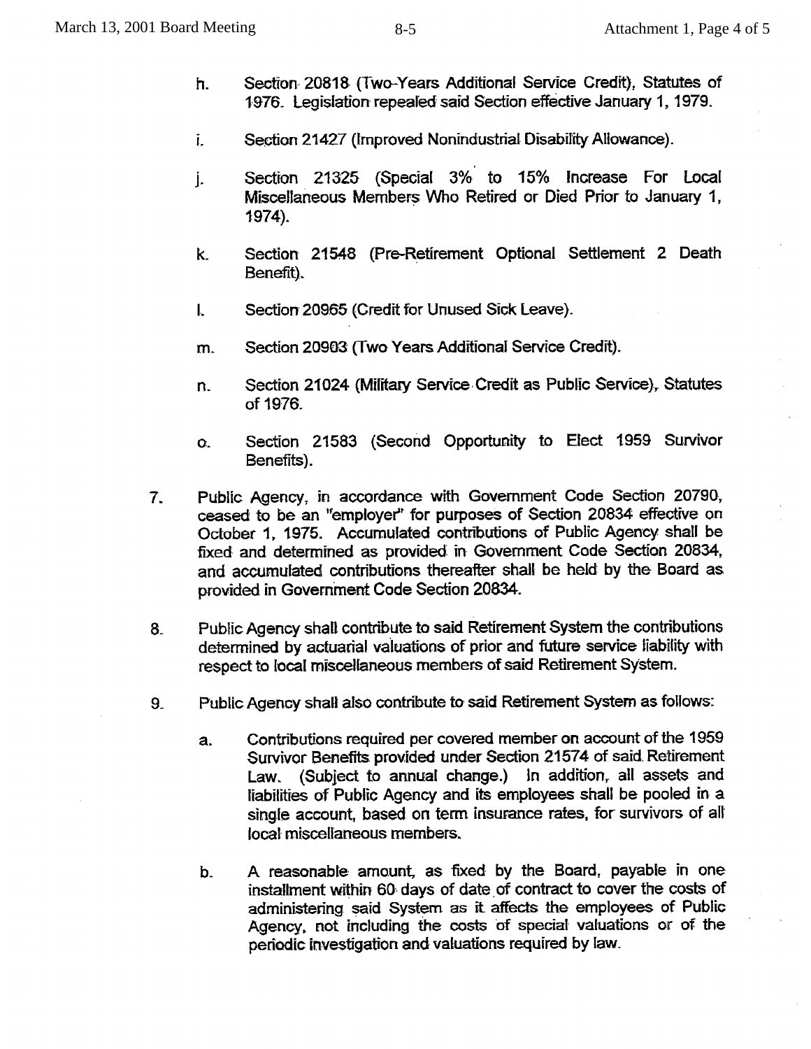h. Section 20818 (Two-Years Additional Service Credit), Statutes of 1976. Legislation repealed said Section effective January 1, 1979.

i. Section 21427 (Improved Nonindustrial Disability Allowance).

j. Section 21325 (Special 3% to 15% Increase For Local Miscellaneous Members Who Retired or Died Prior to January 1, 1974).

k. Section 21548 (Pre-Retirement Optional Settlement 2 Death Benefit).

l. Section 20965 (Credit for Unused Sick Leave).

m. Section 20903 (Two Years Additional Service Credit).

n. Section 21024 (Military Service Credit as Public Service), Statutes of 1976.

o. Section 21583 (Second Opportunity to Elect 1959 Survivor Benefits).

7. Public Agency, in accordance with Government Code Section 20790, ceased to be an "employer" for purposes of Section 20834 effective on October 1, 1975. Accumulated contributions of Public Agency shall be fixed and determined as provided in Government Code Section 20834, and accumulated contributions thereafter shall be held by the Board as provided in Government Code Section 20834.

8. Public Agency shall contribute to said Retirement System the contributions determined by actuarial valuations of prior and future service liability with respect to local miscellaneous members of said Retirement System.

9. Public Agency shall also contribute to said Retirement System as follows:

   a. Contributions required per covered member on account of the 1959 Survivor Benefits provided under Section 21574 of said Retirement Law. (Subject to annual change.) In addition, all assets and liabilities of Public Agency and its employees shall be pooled in a single account, based on term insurance rates, for survivors of all local miscellaneous members.

   b. A reasonable amount, as fixed by the Board, payable in one installment within 60 days of date of contract to cover the costs of administering said System as it affects the employees of Public Agency, not including the costs of special valuations or of the periodic investigation and valuations required by law.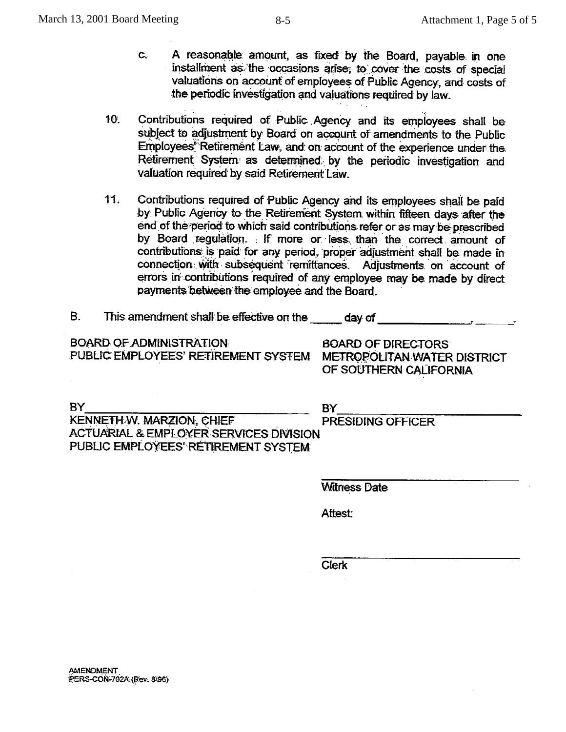c. A reasonable amount, as fixed by the Board, payable in one installment as the occasions arise, to cover the costs of special valuations on account of employees of Public Agency, and costs of the periodic investigation and valuations required by law.

10. Contributions required of Public Agency and its employees shall be subject to adjustment by Board on account of amendments to the Public Employees' Retirement Law, and on account of the experience under the Retirement System as determined by the periodic investigation and valuation required by said Retirement Law.

11. Contributions required of Public Agency and its employees shall be paid by Public Agency to the Retirement System within fifteen days after the end of the period to which said contributions refer or as may be prescribed by Board regulation. If more or less than the correct amount of contributions is paid for any period, proper adjustment shall be made in connection with subsequent remittances. Adjustments on account of errors in contributions required of any employee may be made by direct payments between the employee and the Board.

B. This amendment shall be effective on the _____ day of ______________, ______.

BOARD OF ADMINISTRATION
PUBLIC EMPLOYEES' RETIREMENT SYSTEM

BY_________________________________
KENNETH W. MARZION, CHIEF
ACTUARIAL & EMPLOYER SERVICES DIVISION
PUBLIC EMPLOYEES' RETIREMENT SYSTEM

BOARD OF DIRECTORS
METROPOLITAN WATER DISTRICT
OF SOUTHERN CALIFORNIA

BY_________________________________
PRESIDING OFFICER

_________________________________
Witness Date

Attest:

_________________________________
Clerk

AMENDMENT
PERS-CON-702A (Rev. 8\96)